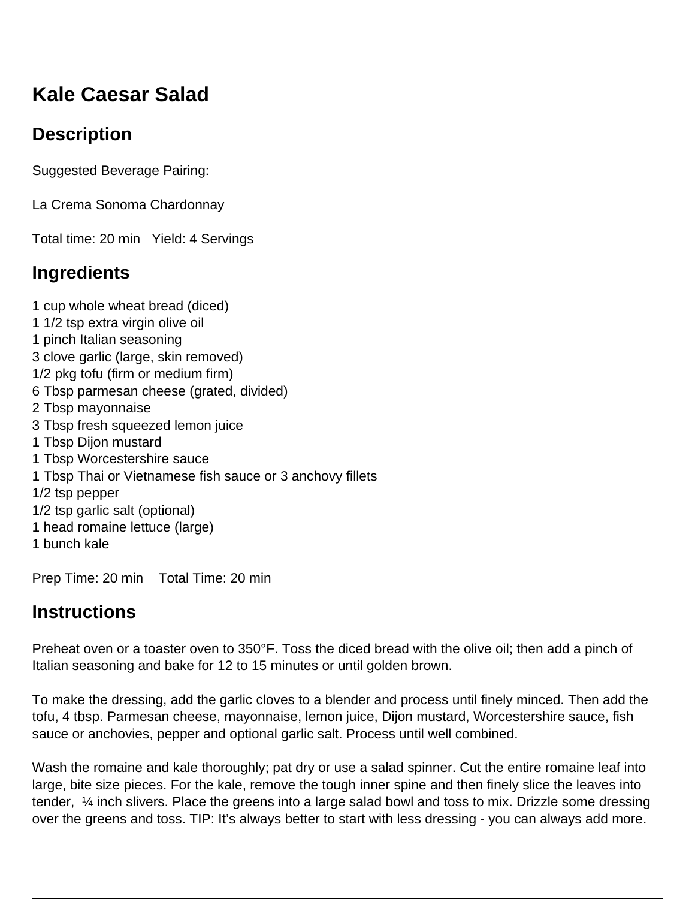# Kale Caesar Salad

## Description

Suggested Beverage Pairing:

La Crema Sonoma Chardonnay

Total time: 20 min   Yield: 4 Servings

## Ingredients

1 cup whole wheat bread (diced)
1 1/2 tsp extra virgin olive oil
1 pinch Italian seasoning
3 clove garlic (large, skin removed)
1/2 pkg tofu (firm or medium firm)
6 Tbsp parmesan cheese (grated, divided)
2 Tbsp mayonnaise
3 Tbsp fresh squeezed lemon juice
1 Tbsp Dijon mustard
1 Tbsp Worcestershire sauce
1 Tbsp Thai or Vietnamese fish sauce or 3 anchovy fillets
1/2 tsp pepper
1/2 tsp garlic salt (optional)
1 head romaine lettuce (large)
1 bunch kale

Prep Time: 20 min   Total Time: 20 min

## Instructions

Preheat oven or a toaster oven to 350°F. Toss the diced bread with the olive oil; then add a pinch of Italian seasoning and bake for 12 to 15 minutes or until golden brown.

To make the dressing, add the garlic cloves to a blender and process until finely minced. Then add the tofu, 4 tbsp. Parmesan cheese, mayonnaise, lemon juice, Dijon mustard, Worcestershire sauce, fish sauce or anchovies, pepper and optional garlic salt. Process until well combined.

Wash the romaine and kale thoroughly; pat dry or use a salad spinner. Cut the entire romaine leaf into large, bite size pieces. For the kale, remove the tough inner spine and then finely slice the leaves into tender, ¼ inch slivers. Place the greens into a large salad bowl and toss to mix. Drizzle some dressing over the greens and toss. TIP: It's always better to start with less dressing - you can always add more.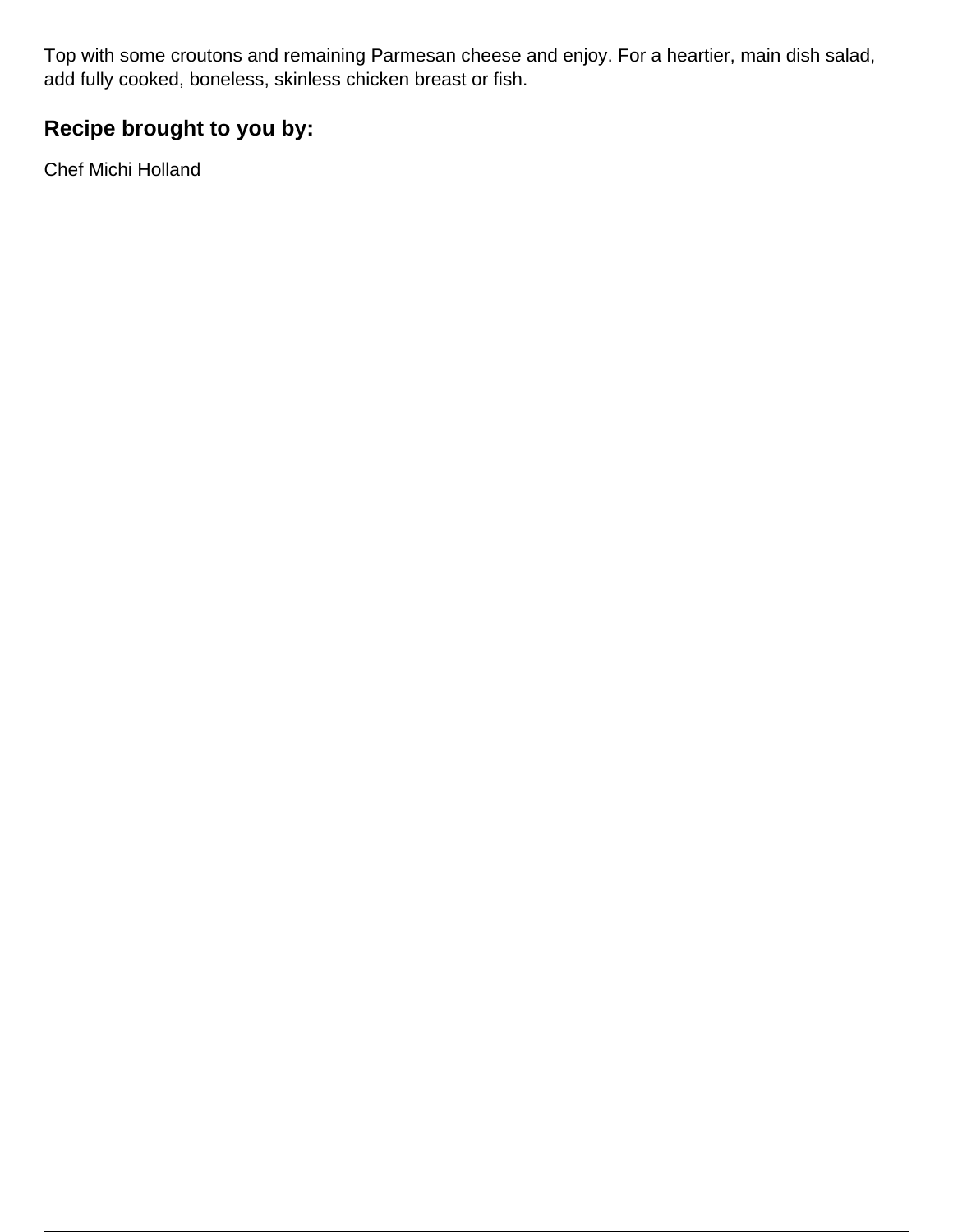Top with some croutons and remaining Parmesan cheese and enjoy. For a heartier, main dish salad, add fully cooked, boneless, skinless chicken breast or fish.

## Recipe brought to you by:

Chef Michi Holland